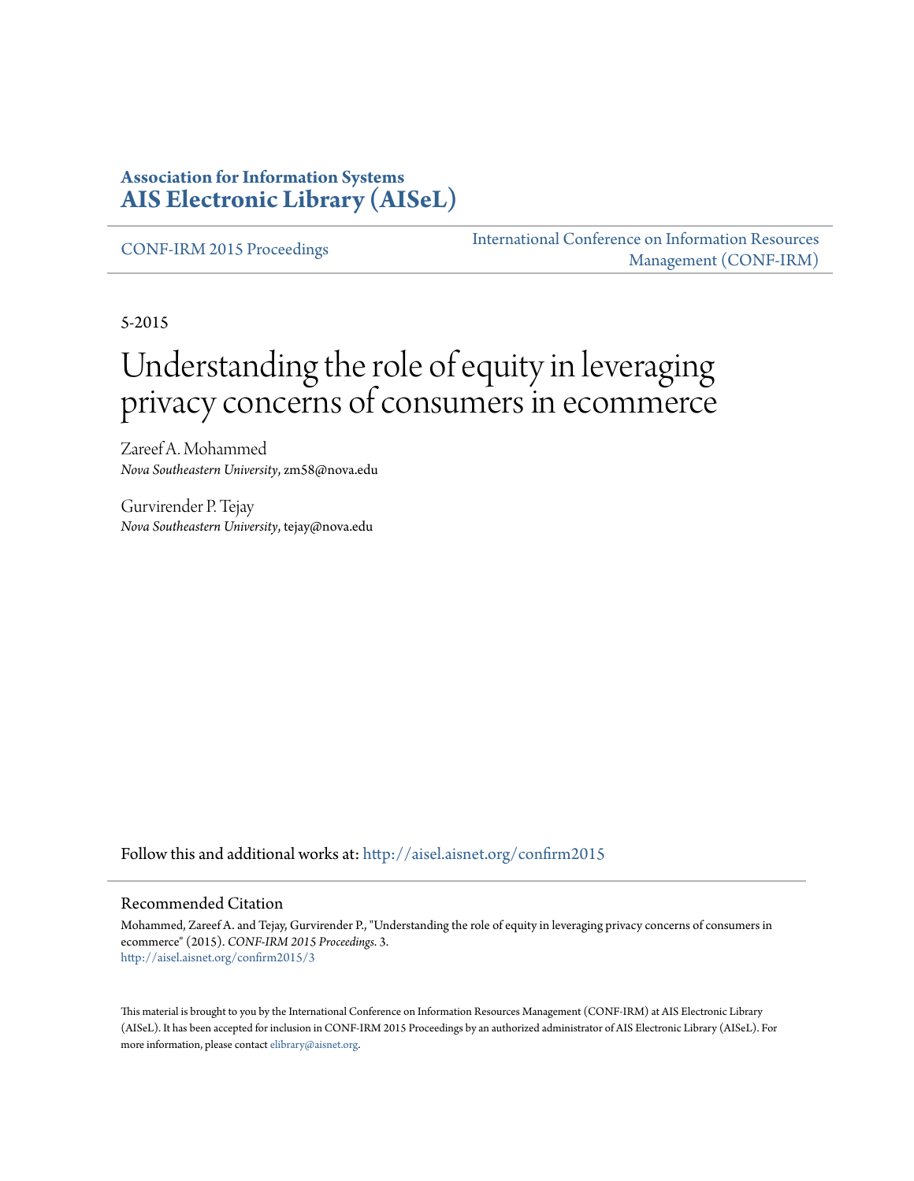**Association for Information Systems**
**AIS Electronic Library (AISeL)**

CONF-IRM 2015 Proceedings

International Conference on Information Resources Management (CONF-IRM)

5-2015

# Understanding the role of equity in leveraging privacy concerns of consumers in ecommerce

Zareef A. Mohammed
*Nova Southeastern University*, zm58@nova.edu

Gurvirender P. Tejay
*Nova Southeastern University*, tejay@nova.edu

Follow this and additional works at: http://aisel.aisnet.org/confirm2015

## Recommended Citation

Mohammed, Zareef A. and Tejay, Gurvirender P., "Understanding the role of equity in leveraging privacy concerns of consumers in ecommerce" (2015). *CONF-IRM 2015 Proceedings*. 3.
http://aisel.aisnet.org/confirm2015/3

This material is brought to you by the International Conference on Information Resources Management (CONF-IRM) at AIS Electronic Library (AISeL). It has been accepted for inclusion in CONF-IRM 2015 Proceedings by an authorized administrator of AIS Electronic Library (AISeL). For more information, please contact elibrary@aisnet.org.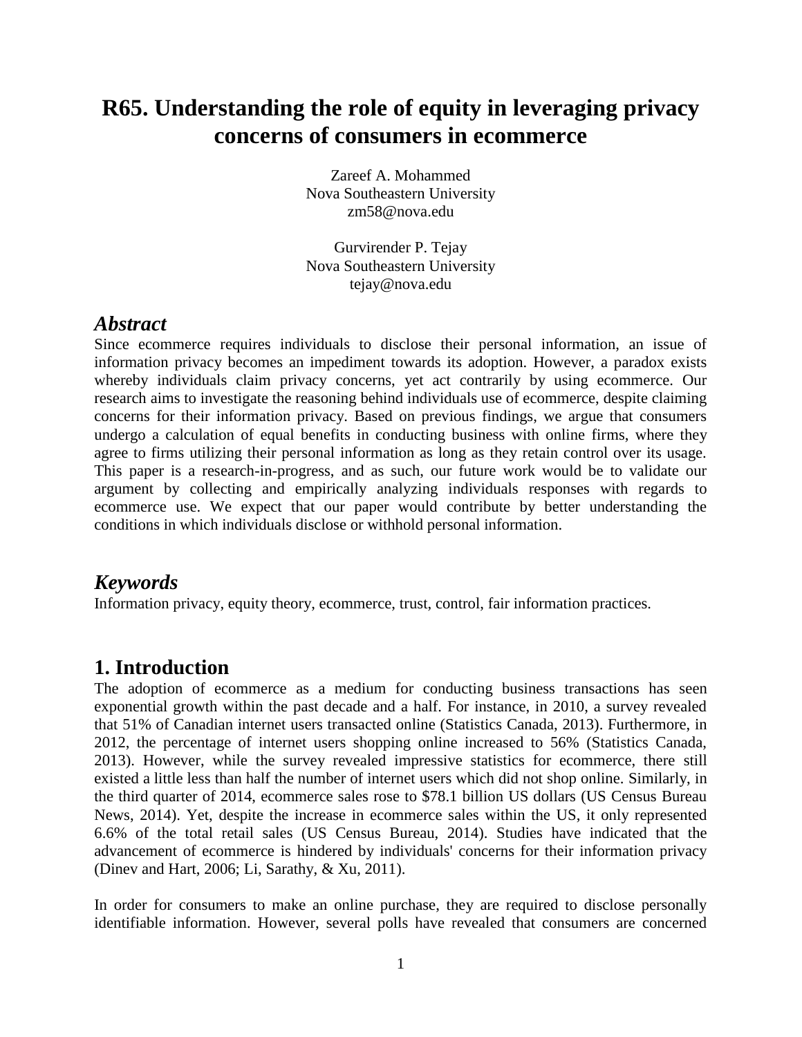# R65. Understanding the role of equity in leveraging privacy concerns of consumers in ecommerce

Zareef A. Mohammed
Nova Southeastern University
zm58@nova.edu

Gurvirender P. Tejay
Nova Southeastern University
tejay@nova.edu

## *Abstract*

Since ecommerce requires individuals to disclose their personal information, an issue of information privacy becomes an impediment towards its adoption. However, a paradox exists whereby individuals claim privacy concerns, yet act contrarily by using ecommerce. Our research aims to investigate the reasoning behind individuals use of ecommerce, despite claiming concerns for their information privacy. Based on previous findings, we argue that consumers undergo a calculation of equal benefits in conducting business with online firms, where they agree to firms utilizing their personal information as long as they retain control over its usage. This paper is a research-in-progress, and as such, our future work would be to validate our argument by collecting and empirically analyzing individuals responses with regards to ecommerce use. We expect that our paper would contribute by better understanding the conditions in which individuals disclose or withhold personal information.

## *Keywords*

Information privacy, equity theory, ecommerce, trust, control, fair information practices.

## 1. Introduction

The adoption of ecommerce as a medium for conducting business transactions has seen exponential growth within the past decade and a half. For instance, in 2010, a survey revealed that 51% of Canadian internet users transacted online (Statistics Canada, 2013). Furthermore, in 2012, the percentage of internet users shopping online increased to 56% (Statistics Canada, 2013). However, while the survey revealed impressive statistics for ecommerce, there still existed a little less than half the number of internet users which did not shop online. Similarly, in the third quarter of 2014, ecommerce sales rose to $78.1 billion US dollars (US Census Bureau News, 2014). Yet, despite the increase in ecommerce sales within the US, it only represented 6.6% of the total retail sales (US Census Bureau, 2014). Studies have indicated that the advancement of ecommerce is hindered by individuals' concerns for their information privacy (Dinev and Hart, 2006; Li, Sarathy, & Xu, 2011).

In order for consumers to make an online purchase, they are required to disclose personally identifiable information. However, several polls have revealed that consumers are concerned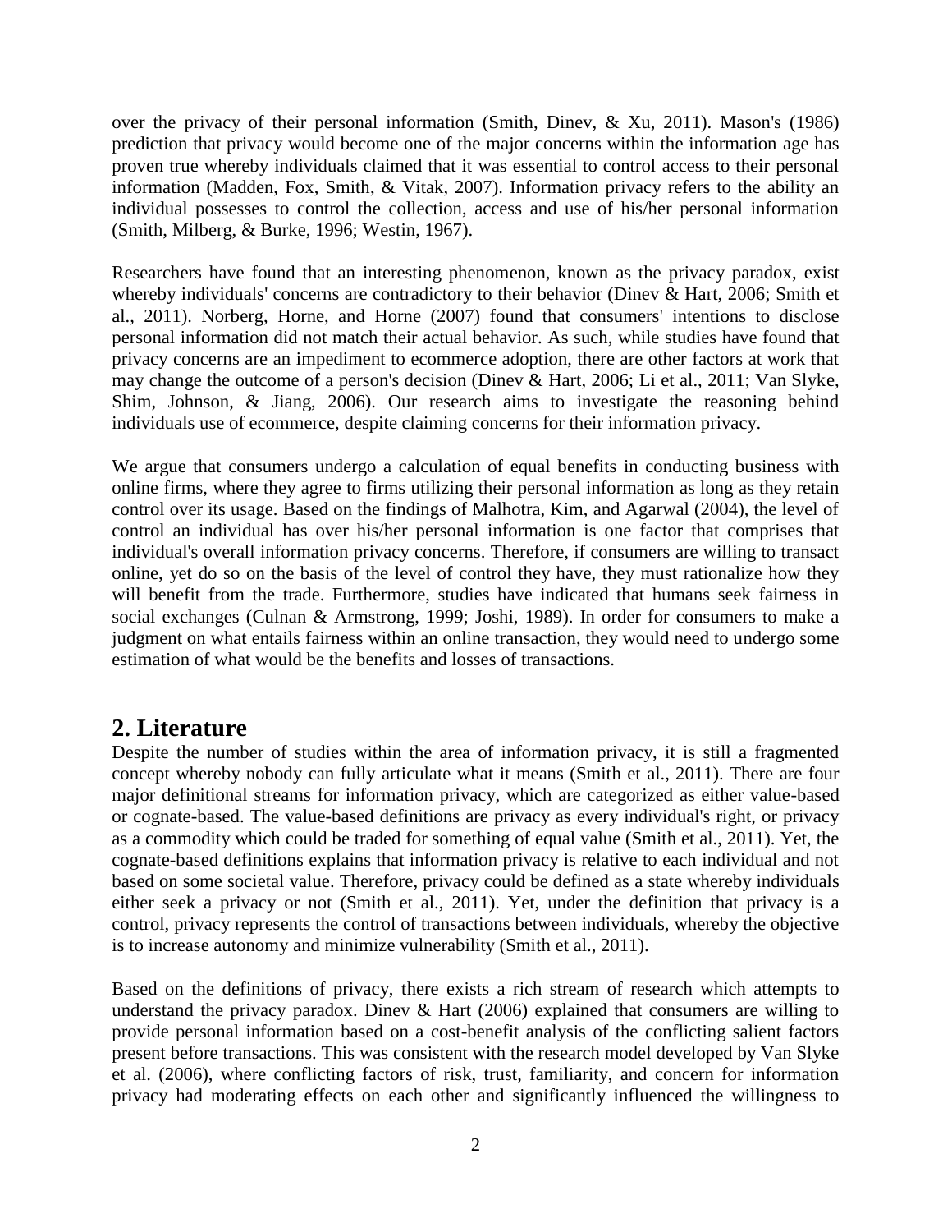over the privacy of their personal information (Smith, Dinev, & Xu, 2011). Mason's (1986) prediction that privacy would become one of the major concerns within the information age has proven true whereby individuals claimed that it was essential to control access to their personal information (Madden, Fox, Smith, & Vitak, 2007). Information privacy refers to the ability an individual possesses to control the collection, access and use of his/her personal information (Smith, Milberg, & Burke, 1996; Westin, 1967).

Researchers have found that an interesting phenomenon, known as the privacy paradox, exist whereby individuals' concerns are contradictory to their behavior (Dinev & Hart, 2006; Smith et al., 2011). Norberg, Horne, and Horne (2007) found that consumers' intentions to disclose personal information did not match their actual behavior. As such, while studies have found that privacy concerns are an impediment to ecommerce adoption, there are other factors at work that may change the outcome of a person's decision (Dinev & Hart, 2006; Li et al., 2011; Van Slyke, Shim, Johnson, & Jiang, 2006). Our research aims to investigate the reasoning behind individuals use of ecommerce, despite claiming concerns for their information privacy.

We argue that consumers undergo a calculation of equal benefits in conducting business with online firms, where they agree to firms utilizing their personal information as long as they retain control over its usage. Based on the findings of Malhotra, Kim, and Agarwal (2004), the level of control an individual has over his/her personal information is one factor that comprises that individual's overall information privacy concerns. Therefore, if consumers are willing to transact online, yet do so on the basis of the level of control they have, they must rationalize how they will benefit from the trade. Furthermore, studies have indicated that humans seek fairness in social exchanges (Culnan & Armstrong, 1999; Joshi, 1989). In order for consumers to make a judgment on what entails fairness within an online transaction, they would need to undergo some estimation of what would be the benefits and losses of transactions.

## 2. Literature

Despite the number of studies within the area of information privacy, it is still a fragmented concept whereby nobody can fully articulate what it means (Smith et al., 2011). There are four major definitional streams for information privacy, which are categorized as either value-based or cognate-based. The value-based definitions are privacy as every individual's right, or privacy as a commodity which could be traded for something of equal value (Smith et al., 2011). Yet, the cognate-based definitions explains that information privacy is relative to each individual and not based on some societal value. Therefore, privacy could be defined as a state whereby individuals either seek a privacy or not (Smith et al., 2011). Yet, under the definition that privacy is a control, privacy represents the control of transactions between individuals, whereby the objective is to increase autonomy and minimize vulnerability (Smith et al., 2011).

Based on the definitions of privacy, there exists a rich stream of research which attempts to understand the privacy paradox. Dinev & Hart (2006) explained that consumers are willing to provide personal information based on a cost-benefit analysis of the conflicting salient factors present before transactions. This was consistent with the research model developed by Van Slyke et al. (2006), where conflicting factors of risk, trust, familiarity, and concern for information privacy had moderating effects on each other and significantly influenced the willingness to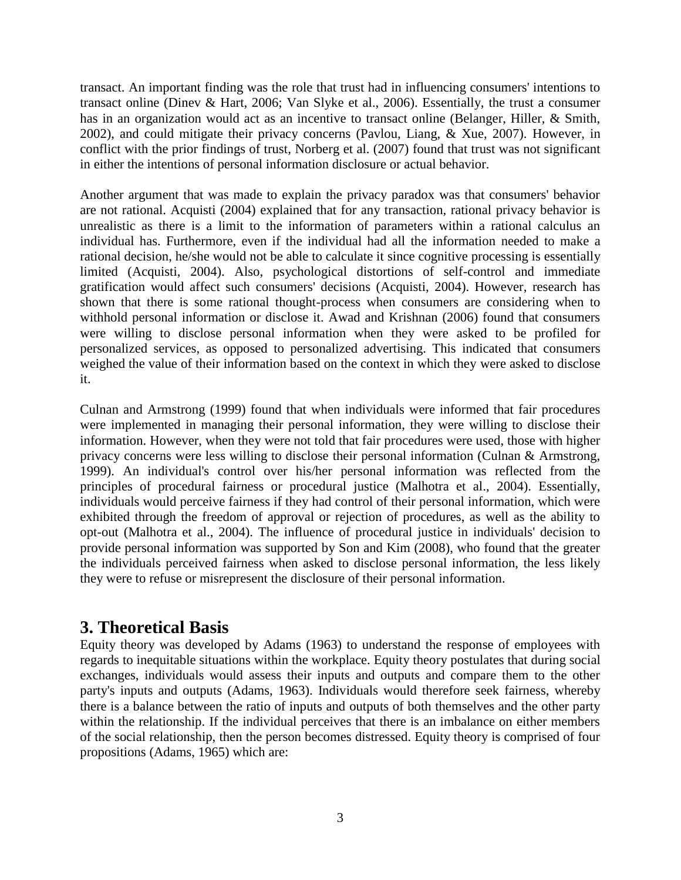transact. An important finding was the role that trust had in influencing consumers' intentions to transact online (Dinev & Hart, 2006; Van Slyke et al., 2006). Essentially, the trust a consumer has in an organization would act as an incentive to transact online (Belanger, Hiller, & Smith, 2002), and could mitigate their privacy concerns (Pavlou, Liang, & Xue, 2007). However, in conflict with the prior findings of trust, Norberg et al. (2007) found that trust was not significant in either the intentions of personal information disclosure or actual behavior.

Another argument that was made to explain the privacy paradox was that consumers' behavior are not rational. Acquisti (2004) explained that for any transaction, rational privacy behavior is unrealistic as there is a limit to the information of parameters within a rational calculus an individual has. Furthermore, even if the individual had all the information needed to make a rational decision, he/she would not be able to calculate it since cognitive processing is essentially limited (Acquisti, 2004). Also, psychological distortions of self-control and immediate gratification would affect such consumers' decisions (Acquisti, 2004). However, research has shown that there is some rational thought-process when consumers are considering when to withhold personal information or disclose it. Awad and Krishnan (2006) found that consumers were willing to disclose personal information when they were asked to be profiled for personalized services, as opposed to personalized advertising. This indicated that consumers weighed the value of their information based on the context in which they were asked to disclose it.

Culnan and Armstrong (1999) found that when individuals were informed that fair procedures were implemented in managing their personal information, they were willing to disclose their information. However, when they were not told that fair procedures were used, those with higher privacy concerns were less willing to disclose their personal information (Culnan & Armstrong, 1999). An individual's control over his/her personal information was reflected from the principles of procedural fairness or procedural justice (Malhotra et al., 2004). Essentially, individuals would perceive fairness if they had control of their personal information, which were exhibited through the freedom of approval or rejection of procedures, as well as the ability to opt-out (Malhotra et al., 2004). The influence of procedural justice in individuals' decision to provide personal information was supported by Son and Kim (2008), who found that the greater the individuals perceived fairness when asked to disclose personal information, the less likely they were to refuse or misrepresent the disclosure of their personal information.

## 3. Theoretical Basis

Equity theory was developed by Adams (1963) to understand the response of employees with regards to inequitable situations within the workplace. Equity theory postulates that during social exchanges, individuals would assess their inputs and outputs and compare them to the other party's inputs and outputs (Adams, 1963). Individuals would therefore seek fairness, whereby there is a balance between the ratio of inputs and outputs of both themselves and the other party within the relationship. If the individual perceives that there is an imbalance on either members of the social relationship, then the person becomes distressed. Equity theory is comprised of four propositions (Adams, 1965) which are: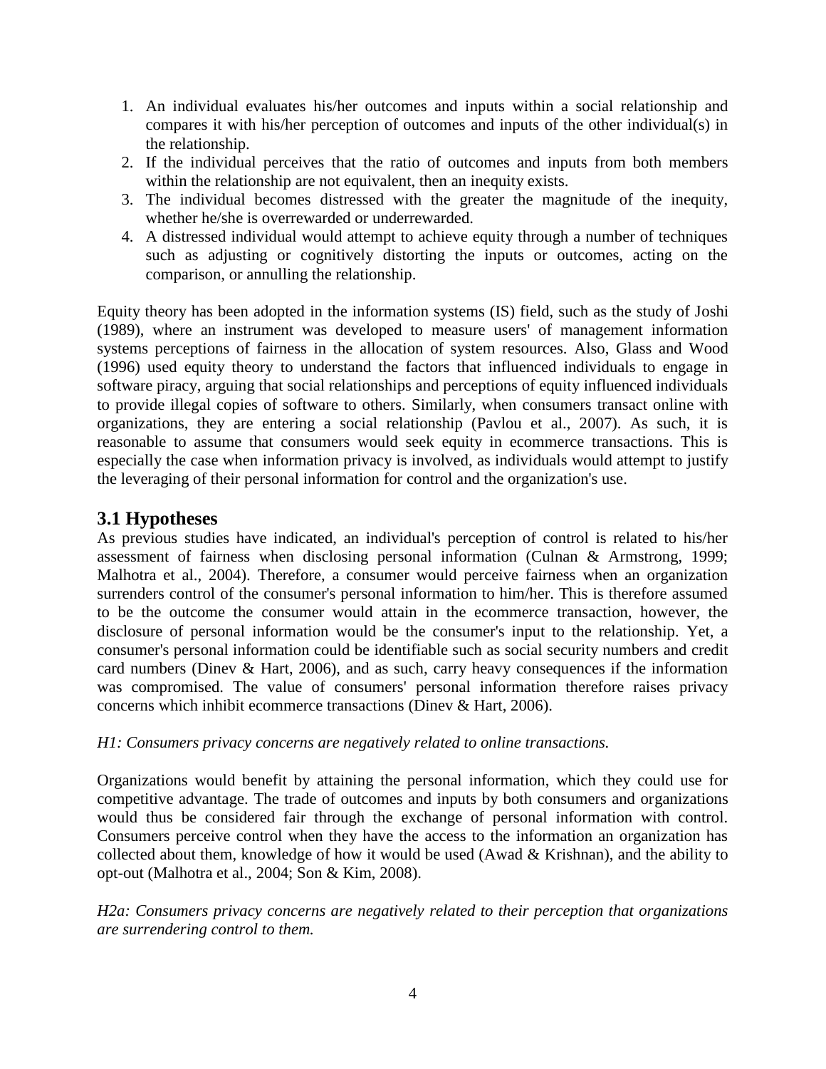1. An individual evaluates his/her outcomes and inputs within a social relationship and compares it with his/her perception of outcomes and inputs of the other individual(s) in the relationship.
2. If the individual perceives that the ratio of outcomes and inputs from both members within the relationship are not equivalent, then an inequity exists.
3. The individual becomes distressed with the greater the magnitude of the inequity, whether he/she is overrewarded or underrewarded.
4. A distressed individual would attempt to achieve equity through a number of techniques such as adjusting or cognitively distorting the inputs or outcomes, acting on the comparison, or annulling the relationship.

Equity theory has been adopted in the information systems (IS) field, such as the study of Joshi (1989), where an instrument was developed to measure users' of management information systems perceptions of fairness in the allocation of system resources. Also, Glass and Wood (1996) used equity theory to understand the factors that influenced individuals to engage in software piracy, arguing that social relationships and perceptions of equity influenced individuals to provide illegal copies of software to others. Similarly, when consumers transact online with organizations, they are entering a social relationship (Pavlou et al., 2007). As such, it is reasonable to assume that consumers would seek equity in ecommerce transactions. This is especially the case when information privacy is involved, as individuals would attempt to justify the leveraging of their personal information for control and the organization's use.

## 3.1 Hypotheses

As previous studies have indicated, an individual's perception of control is related to his/her assessment of fairness when disclosing personal information (Culnan & Armstrong, 1999; Malhotra et al., 2004). Therefore, a consumer would perceive fairness when an organization surrenders control of the consumer's personal information to him/her. This is therefore assumed to be the outcome the consumer would attain in the ecommerce transaction, however, the disclosure of personal information would be the consumer's input to the relationship. Yet, a consumer's personal information could be identifiable such as social security numbers and credit card numbers (Dinev & Hart, 2006), and as such, carry heavy consequences if the information was compromised. The value of consumers' personal information therefore raises privacy concerns which inhibit ecommerce transactions (Dinev & Hart, 2006).

*H1: Consumers privacy concerns are negatively related to online transactions.*

Organizations would benefit by attaining the personal information, which they could use for competitive advantage. The trade of outcomes and inputs by both consumers and organizations would thus be considered fair through the exchange of personal information with control. Consumers perceive control when they have the access to the information an organization has collected about them, knowledge of how it would be used (Awad & Krishnan), and the ability to opt-out (Malhotra et al., 2004; Son & Kim, 2008).

*H2a: Consumers privacy concerns are negatively related to their perception that organizations are surrendering control to them.*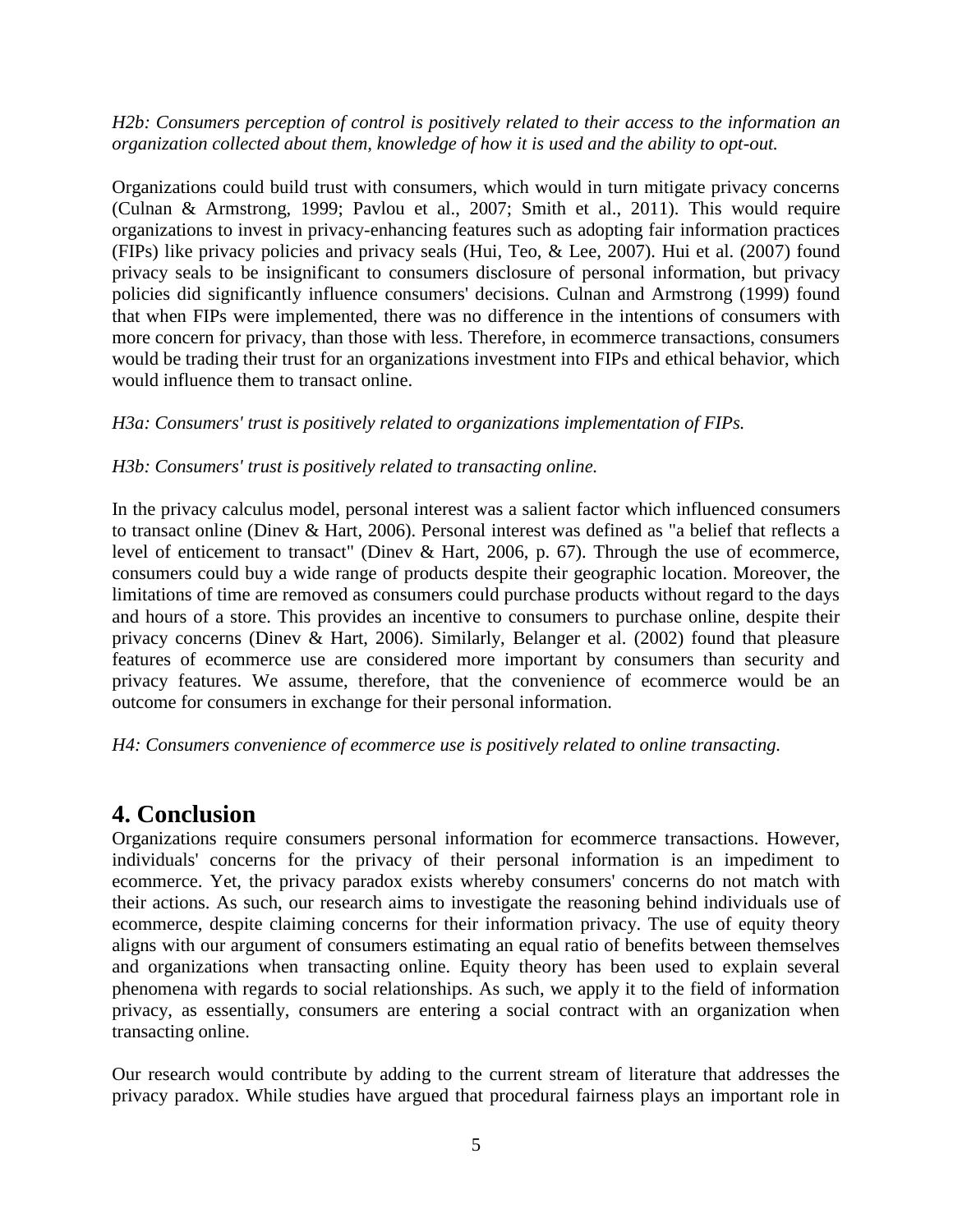*H2b: Consumers perception of control is positively related to their access to the information an organization collected about them, knowledge of how it is used and the ability to opt-out.*

Organizations could build trust with consumers, which would in turn mitigate privacy concerns (Culnan & Armstrong, 1999; Pavlou et al., 2007; Smith et al., 2011). This would require organizations to invest in privacy-enhancing features such as adopting fair information practices (FIPs) like privacy policies and privacy seals (Hui, Teo, & Lee, 2007). Hui et al. (2007) found privacy seals to be insignificant to consumers disclosure of personal information, but privacy policies did significantly influence consumers' decisions. Culnan and Armstrong (1999) found that when FIPs were implemented, there was no difference in the intentions of consumers with more concern for privacy, than those with less. Therefore, in ecommerce transactions, consumers would be trading their trust for an organizations investment into FIPs and ethical behavior, which would influence them to transact online.

*H3a: Consumers' trust is positively related to organizations implementation of FIPs.*

*H3b: Consumers' trust is positively related to transacting online.*

In the privacy calculus model, personal interest was a salient factor which influenced consumers to transact online (Dinev & Hart, 2006). Personal interest was defined as "a belief that reflects a level of enticement to transact" (Dinev & Hart, 2006, p. 67). Through the use of ecommerce, consumers could buy a wide range of products despite their geographic location. Moreover, the limitations of time are removed as consumers could purchase products without regard to the days and hours of a store. This provides an incentive to consumers to purchase online, despite their privacy concerns (Dinev & Hart, 2006). Similarly, Belanger et al. (2002) found that pleasure features of ecommerce use are considered more important by consumers than security and privacy features. We assume, therefore, that the convenience of ecommerce would be an outcome for consumers in exchange for their personal information.

*H4: Consumers convenience of ecommerce use is positively related to online transacting.*

## 4. Conclusion

Organizations require consumers personal information for ecommerce transactions. However, individuals' concerns for the privacy of their personal information is an impediment to ecommerce. Yet, the privacy paradox exists whereby consumers' concerns do not match with their actions. As such, our research aims to investigate the reasoning behind individuals use of ecommerce, despite claiming concerns for their information privacy. The use of equity theory aligns with our argument of consumers estimating an equal ratio of benefits between themselves and organizations when transacting online. Equity theory has been used to explain several phenomena with regards to social relationships. As such, we apply it to the field of information privacy, as essentially, consumers are entering a social contract with an organization when transacting online.

Our research would contribute by adding to the current stream of literature that addresses the privacy paradox. While studies have argued that procedural fairness plays an important role in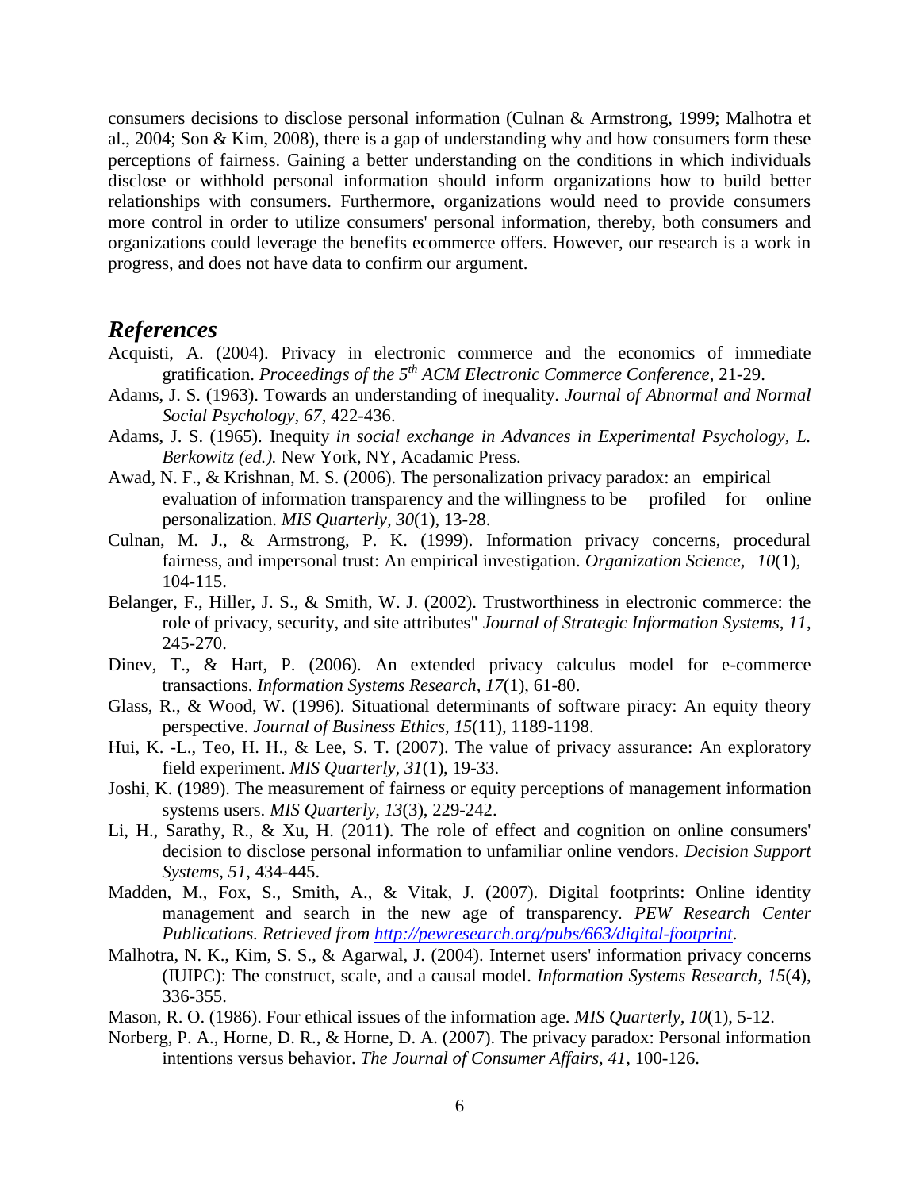consumers decisions to disclose personal information (Culnan & Armstrong, 1999; Malhotra et al., 2004; Son & Kim, 2008), there is a gap of understanding why and how consumers form these perceptions of fairness. Gaining a better understanding on the conditions in which individuals disclose or withhold personal information should inform organizations how to build better relationships with consumers. Furthermore, organizations would need to provide consumers more control in order to utilize consumers' personal information, thereby, both consumers and organizations could leverage the benefits ecommerce offers. However, our research is a work in progress, and does not have data to confirm our argument.

## *References*

Acquisti, A. (2004). Privacy in electronic commerce and the economics of immediate gratification. *Proceedings of the 5th ACM Electronic Commerce Conference*, 21-29.

Adams, J. S. (1963). Towards an understanding of inequality. *Journal of Abnormal and Normal Social Psychology, 67*, 422-436.

Adams, J. S. (1965). Inequity *in social exchange in Advances in Experimental Psychology, L. Berkowitz (ed.).* New York, NY, Acadamic Press.

Awad, N. F., & Krishnan, M. S. (2006). The personalization privacy paradox: an empirical evaluation of information transparency and the willingness to be profiled for online personalization. *MIS Quarterly, 30*(1), 13-28.

Culnan, M. J., & Armstrong, P. K. (1999). Information privacy concerns, procedural fairness, and impersonal trust: An empirical investigation. *Organization Science, 10*(1), 104-115.

Belanger, F., Hiller, J. S., & Smith, W. J. (2002). Trustworthiness in electronic commerce: the role of privacy, security, and site attributes" *Journal of Strategic Information Systems*, *11*, 245-270.

Dinev, T., & Hart, P. (2006). An extended privacy calculus model for e-commerce transactions. *Information Systems Research, 17*(1), 61-80.

Glass, R., & Wood, W. (1996). Situational determinants of software piracy: An equity theory perspective. *Journal of Business Ethics*, *15*(11), 1189-1198.

Hui, K. -L., Teo, H. H., & Lee, S. T. (2007). The value of privacy assurance: An exploratory field experiment. *MIS Quarterly, 31*(1), 19-33.

Joshi, K. (1989). The measurement of fairness or equity perceptions of management information systems users. *MIS Quarterly, 13*(3), 229-242.

Li, H., Sarathy, R., & Xu, H. (2011). The role of effect and cognition on online consumers' decision to disclose personal information to unfamiliar online vendors. *Decision Support Systems*, *51*, 434-445.

Madden, M., Fox, S., Smith, A., & Vitak, J. (2007). Digital footprints: Online identity management and search in the new age of transparency. *PEW Research Center Publications. Retrieved from http://pewresearch.org/pubs/663/digital-footprint.*

Malhotra, N. K., Kim, S. S., & Agarwal, J. (2004). Internet users' information privacy concerns (IUIPC): The construct, scale, and a causal model. *Information Systems Research, 15*(4), 336-355.

Mason, R. O. (1986). Four ethical issues of the information age. *MIS Quarterly, 10*(1), 5-12.

Norberg, P. A., Horne, D. R., & Horne, D. A. (2007). The privacy paradox: Personal information intentions versus behavior. *The Journal of Consumer Affairs, 41*, 100-126.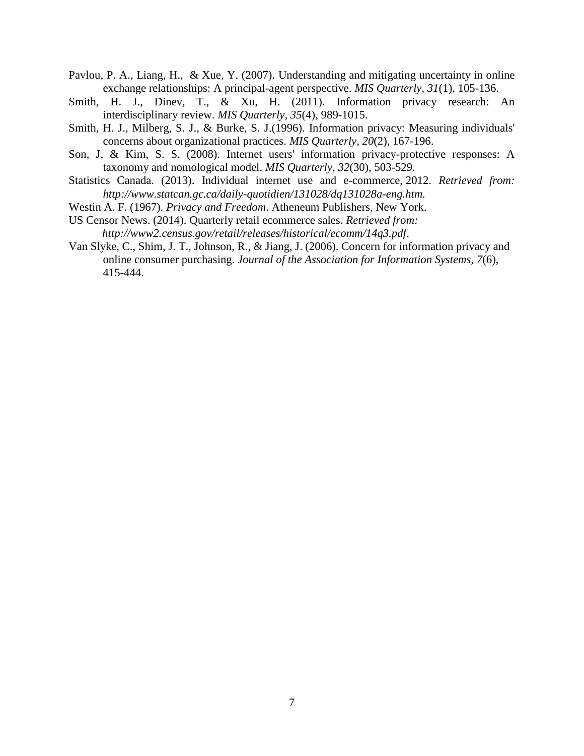Pavlou, P. A., Liang, H., & Xue, Y. (2007). Understanding and mitigating uncertainty in online exchange relationships: A principal-agent perspective. *MIS Quarterly, 31*(1), 105-136.

Smith, H. J., Dinev, T., & Xu, H. (2011). Information privacy research: An interdisciplinary review. *MIS Quarterly*, *35*(4), 989-1015.

Smith, H. J., Milberg, S. J., & Burke, S. J.(1996). Information privacy: Measuring individuals' concerns about organizational practices. *MIS Quarterly, 20*(2), 167-196.

Son, J, & Kim, S. S. (2008). Internet users' information privacy-protective responses: A taxonomy and nomological model. *MIS Quarterly, 32*(30), 503-529.

Statistics Canada. (2013). Individual internet use and e-commerce, 2012. *Retrieved from: http://www.statcan.gc.ca/daily-quotidien/131028/dq131028a-eng.htm.*

Westin A. F. (1967). *Privacy and Freedom*. Atheneum Publishers, New York.

US Censor News. (2014). Quarterly retail ecommerce sales. *Retrieved from: http://www2.census.gov/retail/releases/historical/ecomm/14q3.pdf*.

Van Slyke, C., Shim, J. T., Johnson, R., & Jiang, J. (2006). Concern for information privacy and online consumer purchasing. *Journal of the Association for Information Systems, 7*(6), 415-444.